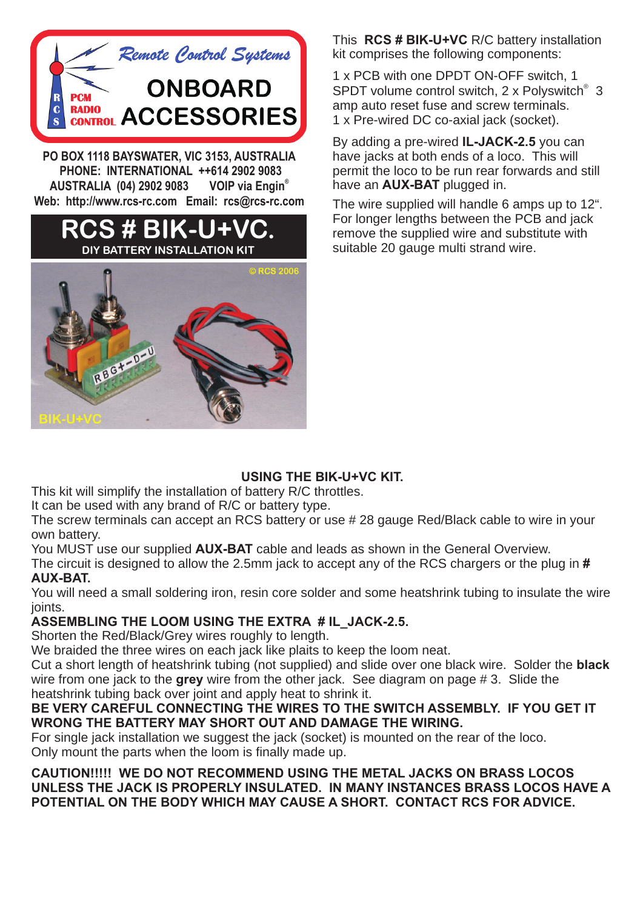Remote Control Systems

**ONBOARD ACCESSORIES**

PO BOX 1118 BAYSWATER, VIC 3153, AUSTRALIA
PHONE: INTERNATIONAL ++614 2902 9083
AUSTRALIA (04) 2902 9083 VOIP via Engin®
Web: http://www.rcs-rc.com Email: rcs@rcs-rc.com

# RCS # BIK-U+VC.

**DIY BATTERY INSTALLATION KIT**

This **RCS # BIK-U+VC** R/C battery installation kit comprises the following components:

1 x PCB with one DPDT ON-OFF switch, 1 SPDT volume control switch, 2 x Polyswitch® 3 amp auto reset fuse and screw terminals.
1 x Pre-wired DC co-axial jack (socket).

By adding a pre-wired **IL-JACK-2.5** you can have jacks at both ends of a loco. This will permit the loco to be run rear forwards and still have an **AUX-BAT** plugged in.

The wire supplied will handle 6 amps up to 12". For longer lengths between the PCB and jack remove the supplied wire and substitute with suitable 20 gauge multi strand wire.

## USING THE BIK-U+VC KIT.

This kit will simplify the installation of battery R/C throttles.
It can be used with any brand of R/C or battery type.
The screw terminals can accept an RCS battery or use # 28 gauge Red/Black cable to wire in your own battery.
You MUST use our supplied **AUX-BAT** cable and leads as shown in the General Overview.
The circuit is designed to allow the 2.5mm jack to accept any of the RCS chargers or the plug in **# AUX-BAT.**
You will need a small soldering iron, resin core solder and some heatshrink tubing to insulate the wire joints.

**ASSEMBLING THE LOOM USING THE EXTRA # IL_JACK-2.5.**
Shorten the Red/Black/Grey wires roughly to length.
We braided the three wires on each jack like plaits to keep the loom neat.
Cut a short length of heatshrink tubing (not supplied) and slide over one black wire. Solder the **black** wire from one jack to the **grey** wire from the other jack. See diagram on page # 3. Slide the heatshrink tubing back over joint and apply heat to shrink it.
**BE VERY CAREFUL CONNECTING THE WIRES TO THE SWITCH ASSEMBLY. IF YOU GET IT WRONG THE BATTERY MAY SHORT OUT AND DAMAGE THE WIRING.**
For single jack installation we suggest the jack (socket) is mounted on the rear of the loco.
Only mount the parts when the loom is finally made up.

**CAUTION!!!!! WE DO NOT RECOMMEND USING THE METAL JACKS ON BRASS LOCOS UNLESS THE JACK IS PROPERLY INSULATED. IN MANY INSTANCES BRASS LOCOS HAVE A POTENTIAL ON THE BODY WHICH MAY CAUSE A SHORT. CONTACT RCS FOR ADVICE.**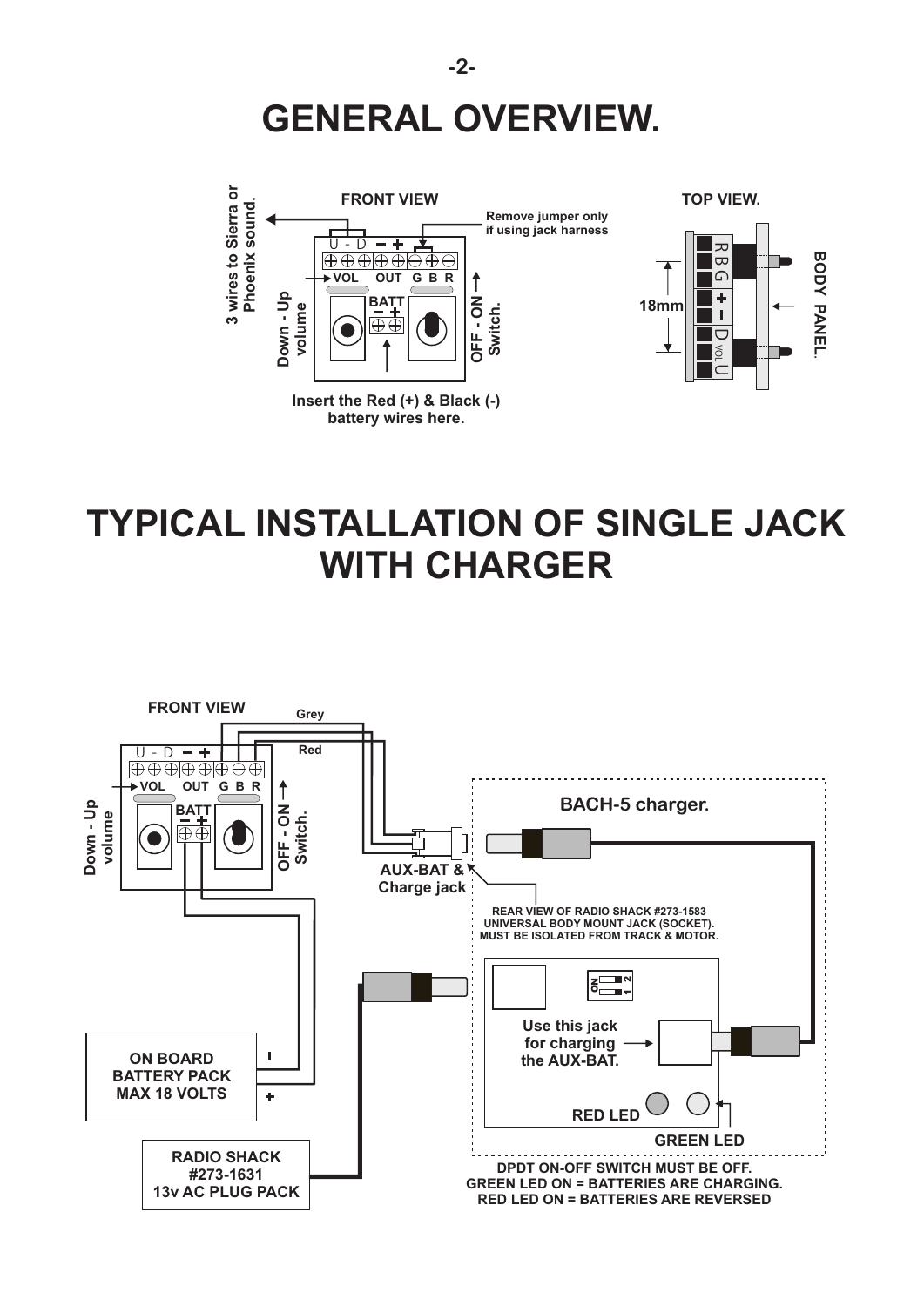# GENERAL OVERVIEW.

FRONT VIEW

3 wires to Sierra or Phoenix sound.

U - D − +

Remove jumper only if using jack harness

VOL OUT G B R

Down - Up volume

BATT − +

OFF - ON Switch.

Insert the Red (+) & Black (-) battery wires here.

TOP VIEW.

R B G + − D VOL U

18mm

BODY PANEL.

# TYPICAL INSTALLATION OF SINGLE JACK WITH CHARGER

FRONT VIEW

Grey

Red

U - D − +

VOL OUT G B R

Down - Up volume

BATT − +

OFF - ON Switch.

AUX-BAT & Charge jack

BACH-5 charger.

REAR VIEW OF RADIO SHACK #273-1583 UNIVERSAL BODY MOUNT JACK (SOCKET). MUST BE ISOLATED FROM TRACK & MOTOR.

ON 1 2

Use this jack for charging the AUX-BAT.

RED LED

GREEN LED

ON BOARD BATTERY PACK MAX 18 VOLTS

RADIO SHACK #273-1631 13v AC PLUG PACK

DPDT ON-OFF SWITCH MUST BE OFF.
GREEN LED ON = BATTERIES ARE CHARGING.
RED LED ON = BATTERIES ARE REVERSED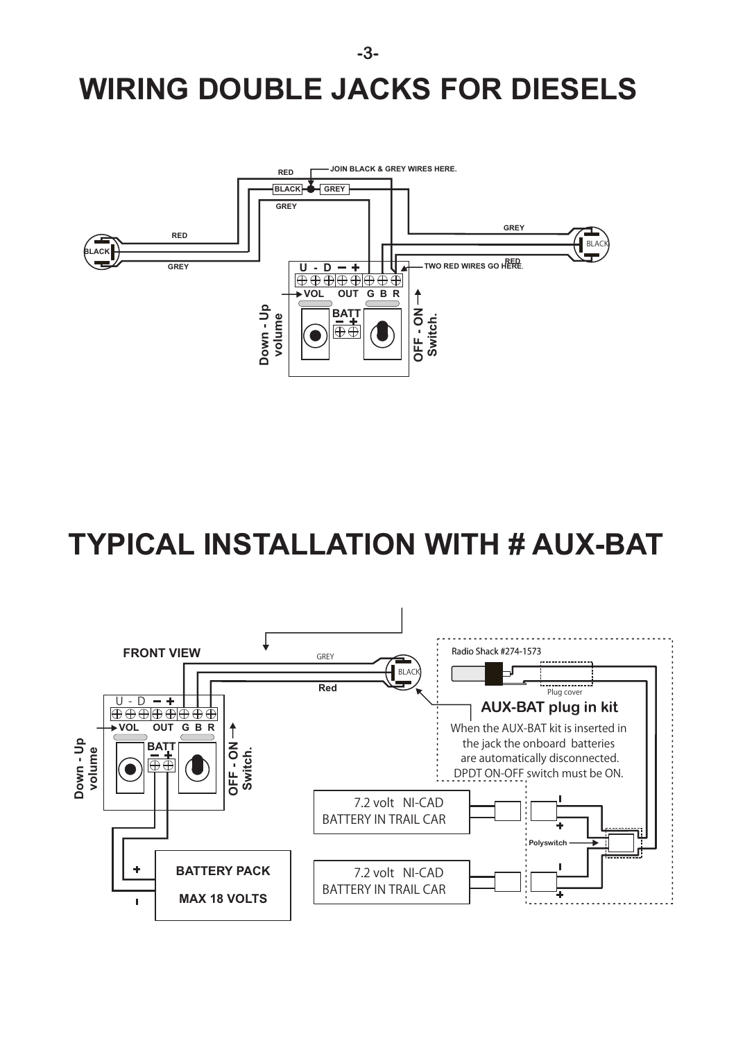# WIRING DOUBLE JACKS FOR DIESELS

RED

JOIN BLACK & GREY WIRES HERE.

BLACK GREY

GREY

GREY

RED

BLACK

BLACK

RED

GREY

U - D − +

TWO RED WIRES GO HERE.

VOL OUT G B R

BATT

− +

Down - Up volume

OFF - ON Switch.

# TYPICAL INSTALLATION WITH # AUX-BAT

FRONT VIEW

GREY

BLACK

Red

Radio Shack #274-1573

Plug cover

**AUX-BAT plug in kit**

When the AUX-BAT kit is inserted in the jack the onboard batteries are automatically disconnected. DPDT ON-OFF switch must be ON.

U - D − +

VOL OUT G B R

BATT

− +

Down - Up volume

OFF - ON Switch.

7.2 volt NI-CAD BATTERY IN TRAIL CAR

7.2 volt NI-CAD BATTERY IN TRAIL CAR

Polyswitch

BATTERY PACK

MAX 18 VOLTS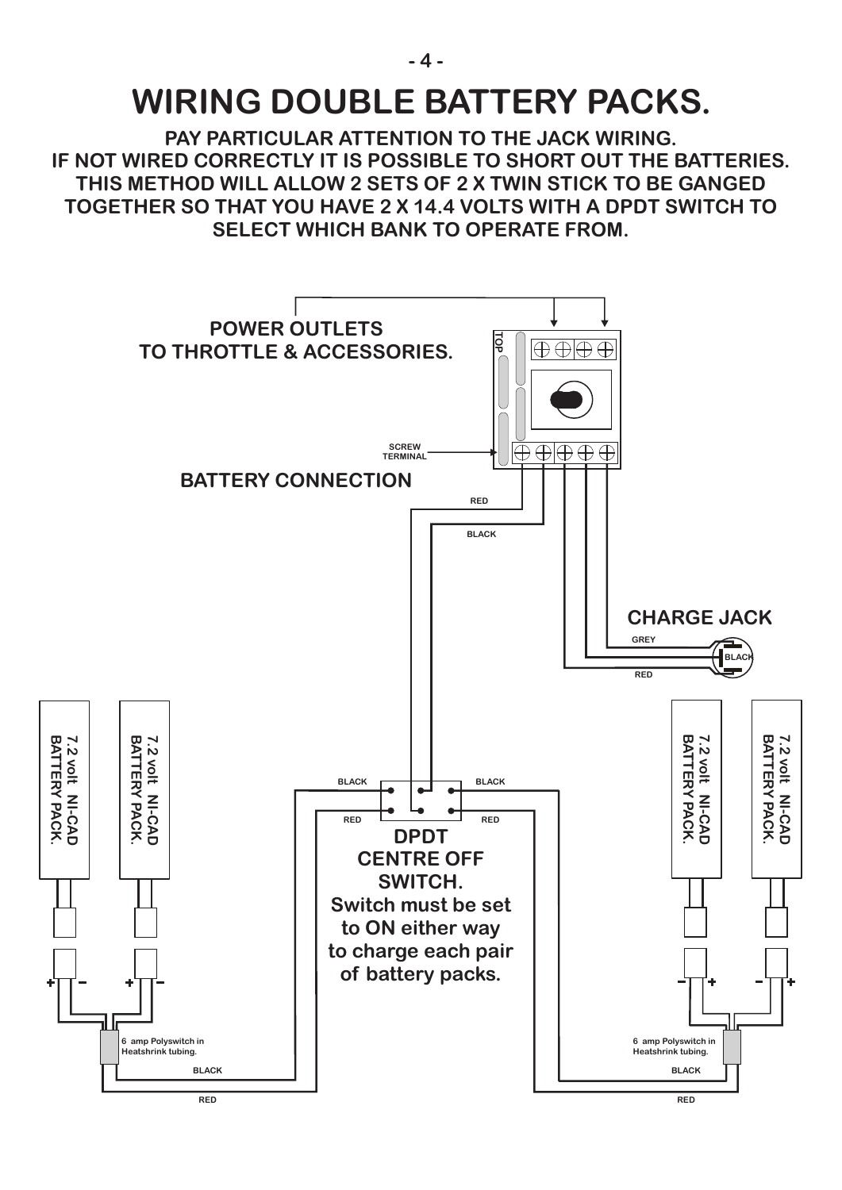# WIRING DOUBLE BATTERY PACKS.

**PAY PARTICULAR ATTENTION TO THE JACK WIRING.
IF NOT WIRED CORRECTLY IT IS POSSIBLE TO SHORT OUT THE BATTERIES.
THIS METHOD WILL ALLOW 2 SETS OF 2 X TWIN STICK TO BE GANGED TOGETHER SO THAT YOU HAVE 2 X 14.4 VOLTS WITH A DPDT SWITCH TO SELECT WHICH BANK TO OPERATE FROM.**

POWER OUTLETS
TO THROTTLE & ACCESSORIES.

TOP

SCREW TERMINAL

BATTERY CONNECTION

RED

BLACK

CHARGE JACK

GREY

BLACK

RED

7.2 volt NI-CAD BATTERY PACK.

7.2 volt NI-CAD BATTERY PACK.

BLACK

RED

BLACK

RED

DPDT
CENTRE OFF
SWITCH.
Switch must be set to ON either way to charge each pair of battery packs.

7.2 volt NI-CAD BATTERY PACK.

7.2 volt NI-CAD BATTERY PACK.

6 amp Polyswitch in Heatshrink tubing.

BLACK

RED

6 amp Polyswitch in Heatshrink tubing.

BLACK

RED